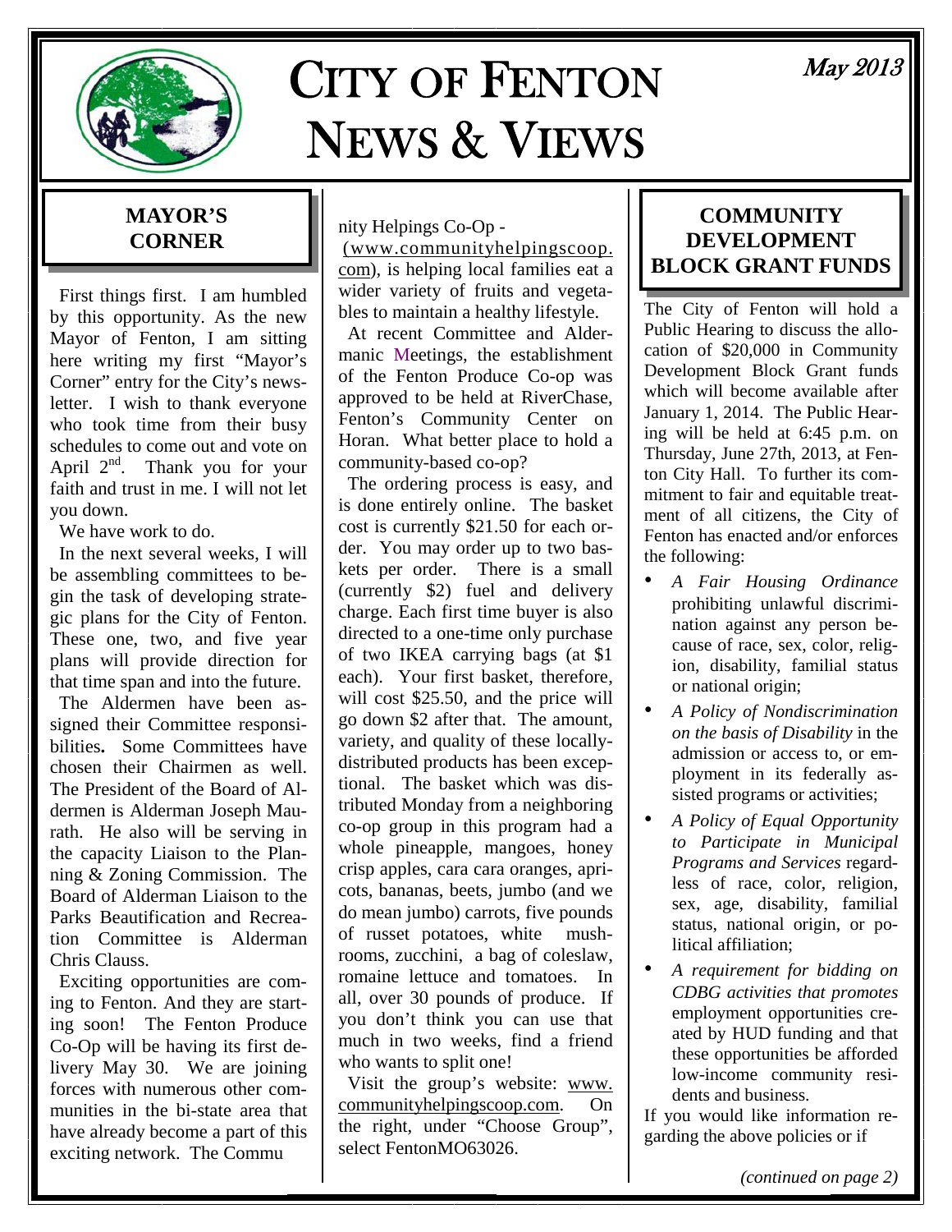# CITY OF FENTON NEWS & VIEWS

May 2013

## MAYOR'S CORNER

First things first. I am humbled by this opportunity. As the new Mayor of Fenton, I am sitting here writing my first "Mayor's Corner" entry for the City's newsletter. I wish to thank everyone who took time from their busy schedules to come out and vote on April 2nd. Thank you for your faith and trust in me. I will not let you down.

We have work to do.

In the next several weeks, I will be assembling committees to begin the task of developing strategic plans for the City of Fenton. These one, two, and five year plans will provide direction for that time span and into the future.

The Aldermen have been assigned their Committee responsibilities**.** Some Committees have chosen their Chairmen as well. The President of the Board of Aldermen is Alderman Joseph Maurath. He also will be serving in the capacity Liaison to the Planning & Zoning Commission. The Board of Alderman Liaison to the Parks Beautification and Recreation Committee is Alderman Chris Clauss.

Exciting opportunities are coming to Fenton. And they are starting soon! The Fenton Produce Co-Op will be having its first delivery May 30. We are joining forces with numerous other communities in the bi-state area that have already become a part of this exciting network. The Community Helpings Co-Op - (www.communityhelpingscoop.com), is helping local families eat a wider variety of fruits and vegetables to maintain a healthy lifestyle.

At recent Committee and Aldermanic Meetings, the establishment of the Fenton Produce Co-op was approved to be held at RiverChase, Fenton's Community Center on Horan. What better place to hold a community-based co-op?

The ordering process is easy, and is done entirely online. The basket cost is currently $21.50 for each order. You may order up to two baskets per order. There is a small (currently $2) fuel and delivery charge. Each first time buyer is also directed to a one-time only purchase of two IKEA carrying bags (at $1 each). Your first basket, therefore, will cost $25.50, and the price will go down $2 after that. The amount, variety, and quality of these locally-distributed products has been exceptional. The basket which was distributed Monday from a neighboring co-op group in this program had a whole pineapple, mangoes, honey crisp apples, cara cara oranges, apricots, bananas, beets, jumbo (and we do mean jumbo) carrots, five pounds of russet potatoes, white mushrooms, zucchini, a bag of coleslaw, romaine lettuce and tomatoes. In all, over 30 pounds of produce. If you don't think you can use that much in two weeks, find a friend who wants to split one!

Visit the group's website: www.communityhelpingscoop.com. On the right, under "Choose Group", select FentonMO63026.

## COMMUNITY DEVELOPMENT BLOCK GRANT FUNDS

The City of Fenton will hold a Public Hearing to discuss the allocation of $20,000 in Community Development Block Grant funds which will become available after January 1, 2014. The Public Hearing will be held at 6:45 p.m. on Thursday, June 27th, 2013, at Fenton City Hall. To further its commitment to fair and equitable treatment of all citizens, the City of Fenton has enacted and/or enforces the following:

- *A Fair Housing Ordinance* prohibiting unlawful discrimination against any person because of race, sex, color, religion, disability, familial status or national origin;
- *A Policy of Nondiscrimination on the basis of Disability* in the admission or access to, or employment in its federally assisted programs or activities;
- *A Policy of Equal Opportunity to Participate in Municipal Programs and Services* regardless of race, color, religion, sex, age, disability, familial status, national origin, or political affiliation;
- *A requirement for bidding on CDBG activities that promotes* employment opportunities created by HUD funding and that these opportunities be afforded low-income community residents and business.

If you would like information regarding the above policies or if

*(continued on page 2)*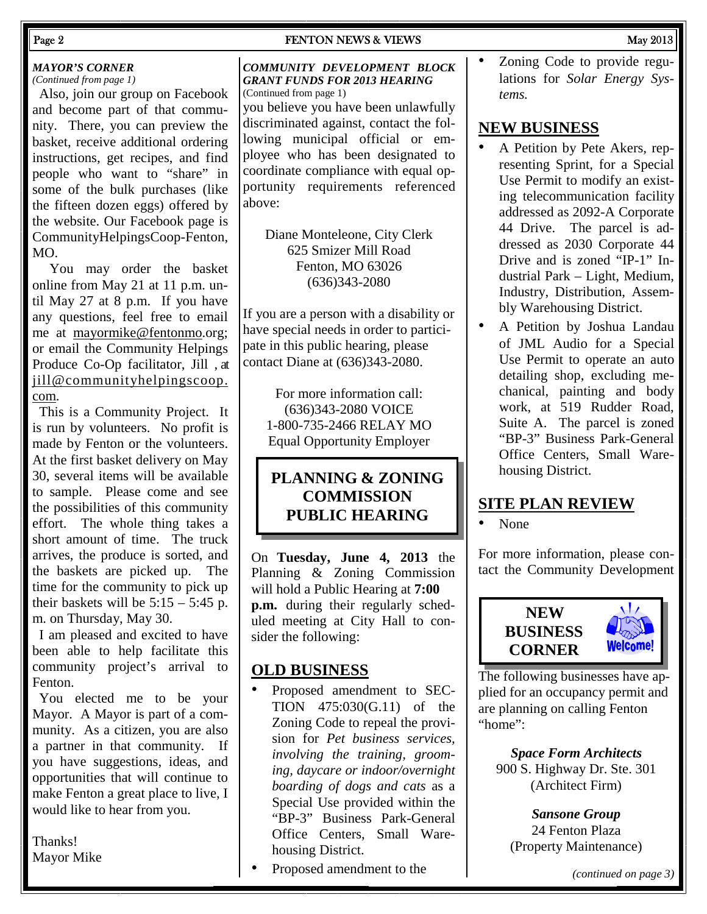### *MAYOR'S CORNER*

*(Continued from page 1)*

Also, join our group on Facebook and become part of that community. There, you can preview the basket, receive additional ordering instructions, get recipes, and find people who want to "share" in some of the bulk purchases (like the fifteen dozen eggs) offered by the website. Our Facebook page is CommunityHelpingsCoop-Fenton, MO.

You may order the basket online from May 21 at 11 p.m. until May 27 at 8 p.m. If you have any questions, feel free to email me at mayormike@fentonmo.org; or email the Community Helpings Produce Co-Op facilitator, Jill , at jill@communityhelpingscoop.com.

This is a Community Project. It is run by volunteers. No profit is made by Fenton or the volunteers. At the first basket delivery on May 30, several items will be available to sample. Please come and see the possibilities of this community effort. The whole thing takes a short amount of time. The truck arrives, the produce is sorted, and the baskets are picked up. The time for the community to pick up their baskets will be 5:15 – 5:45 p.m. on Thursday, May 30.

I am pleased and excited to have been able to help facilitate this community project's arrival to Fenton.

You elected me to be your Mayor. A Mayor is part of a community. As a citizen, you are also a partner in that community. If you have suggestions, ideas, and opportunities that will continue to make Fenton a great place to live, I would like to hear from you.

Thanks!
Mayor Mike

### *COMMUNITY DEVELOPMENT BLOCK GRANT FUNDS FOR 2013 HEARING*

(Continued from page 1)

you believe you have been unlawfully discriminated against, contact the following municipal official or employee who has been designated to coordinate compliance with equal opportunity requirements referenced above:

Diane Monteleone, City Clerk
625 Smizer Mill Road
Fenton, MO 63026
(636)343-2080

If you are a person with a disability or have special needs in order to participate in this public hearing, please contact Diane at (636)343-2080.

For more information call:
(636)343-2080 VOICE
1-800-735-2466 RELAY MO
Equal Opportunity Employer

## PLANNING & ZONING COMMISSION PUBLIC HEARING

On **Tuesday, June 4, 2013** the Planning & Zoning Commission will hold a Public Hearing at **7:00 p.m.** during their regularly scheduled meeting at City Hall to consider the following:

## OLD BUSINESS

- Proposed amendment to SECTION 475:030(G.11) of the Zoning Code to repeal the provision for *Pet business services, involving the training, grooming, daycare or indoor/overnight boarding of dogs and cats* as a Special Use provided within the "BP-3" Business Park-General Office Centers, Small Warehousing District.
- Proposed amendment to the Zoning Code to provide regulations for *Solar Energy Systems.*

## NEW BUSINESS

- A Petition by Pete Akers, representing Sprint, for a Special Use Permit to modify an existing telecommunication facility addressed as 2092-A Corporate 44 Drive. The parcel is addressed as 2030 Corporate 44 Drive and is zoned "IP-1" Industrial Park – Light, Medium, Industry, Distribution, Assembly Warehousing District.
- A Petition by Joshua Landau of JML Audio for a Special Use Permit to operate an auto detailing shop, excluding mechanical, painting and body work, at 519 Rudder Road, Suite A. The parcel is zoned "BP-3" Business Park-General Office Centers, Small Warehousing District.

## SITE PLAN REVIEW

- None

For more information, please contact the Community Development

## NEW BUSINESS CORNER

The following businesses have applied for an occupancy permit and are planning on calling Fenton "home":

***Space Form Architects***
900 S. Highway Dr. Ste. 301
(Architect Firm)

***Sansone Group***
24 Fenton Plaza
(Property Maintenance)

*(continued on page 3)*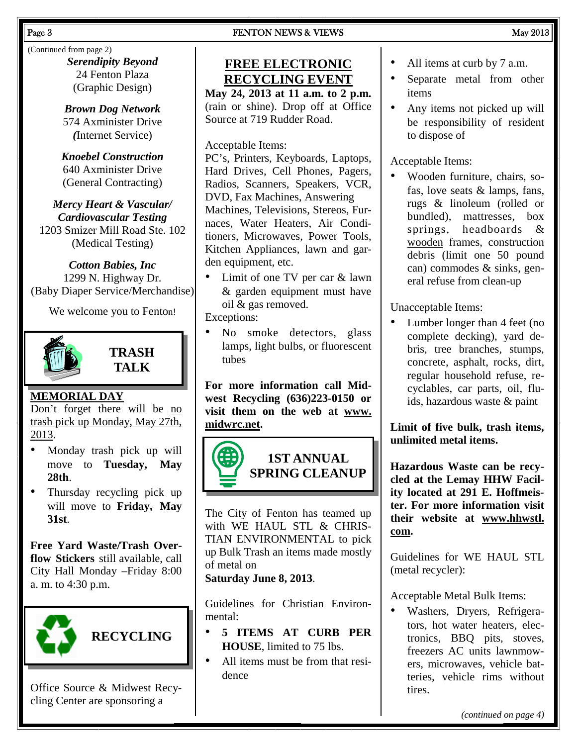(Continued from page 2)

***Serendipity Beyond***
24 Fenton Plaza
(Graphic Design)

***Brown Dog Network***
574 Axminister Drive
*(*Internet Service)

***Knoebel Construction***
640 Axminister Drive
(General Contracting)

***Mercy Heart & Vascular/ Cardiovascular Testing***
1203 Smizer Mill Road Ste. 102
(Medical Testing)

***Cotton Babies, Inc***
1299 N. Highway Dr.
(Baby Diaper Service/Merchandise)

We welcome you to Fenton!

## TRASH TALK

**MEMORIAL DAY**

Don't forget there will be no trash pick up Monday, May 27th, 2013.

- Monday trash pick up will move to **Tuesday, May 28th**.
- Thursday recycling pick up will move to **Friday, May 31st**.

**Free Yard Waste/Trash Overflow Stickers** still available, call City Hall Monday –Friday 8:00 a. m. to 4:30 p.m.

## RECYCLING

Office Source & Midwest Recycling Center are sponsoring a

### FREE ELECTRONIC RECYCLING EVENT

**May 24, 2013 at 11 a.m. to 2 p.m.** (rain or shine). Drop off at Office Source at 719 Rudder Road.

Acceptable Items:

PC's, Printers, Keyboards, Laptops, Hard Drives, Cell Phones, Pagers, Radios, Scanners, Speakers, VCR, DVD, Fax Machines, Answering Machines, Televisions, Stereos, Furnaces, Water Heaters, Air Conditioners, Microwaves, Power Tools, Kitchen Appliances, lawn and garden equipment, etc.

- Limit of one TV per car & lawn & garden equipment must have oil & gas removed.

Exceptions:

- No smoke detectors, glass lamps, light bulbs, or fluorescent tubes

**For more information call Midwest Recycling (636)223-0150 or visit them on the web at www.midwrc.net.**

## 1ST ANNUAL SPRING CLEANUP

The City of Fenton has teamed up with WE HAUL STL & CHRISTIAN ENVIRONMENTAL to pick up Bulk Trash an items made mostly of metal on

**Saturday June 8, 2013**.

Guidelines for Christian Environmental:

- **5 ITEMS AT CURB PER HOUSE**, limited to 75 lbs.
- All items must be from that residence
- All items at curb by 7 a.m.
- Separate metal from other items
- Any items not picked up will be responsibility of resident to dispose of

Acceptable Items:

- Wooden furniture, chairs, sofas, love seats & lamps, fans, rugs & linoleum (rolled or bundled), mattresses, box springs, headboards & wooden frames, construction debris (limit one 50 pound can) commodes & sinks, general refuse from clean-up

Unacceptable Items:

- Lumber longer than 4 feet (no complete decking), yard debris, tree branches, stumps, concrete, asphalt, rocks, dirt, regular household refuse, recyclables, car parts, oil, fluids, hazardous waste & paint

**Limit of five bulk, trash items, unlimited metal items.**

**Hazardous Waste can be recycled at the Lemay HHW Facility located at 291 E. Hoffmeister. For more information visit their website at www.hhwstl.com.**

Guidelines for WE HAUL STL (metal recycler):

Acceptable Metal Bulk Items:

- Washers, Dryers, Refrigerators, hot water heaters, electronics, BBQ pits, stoves, freezers AC units lawnmowers, microwaves, vehicle batteries, vehicle rims without tires.

*(continued on page 4)*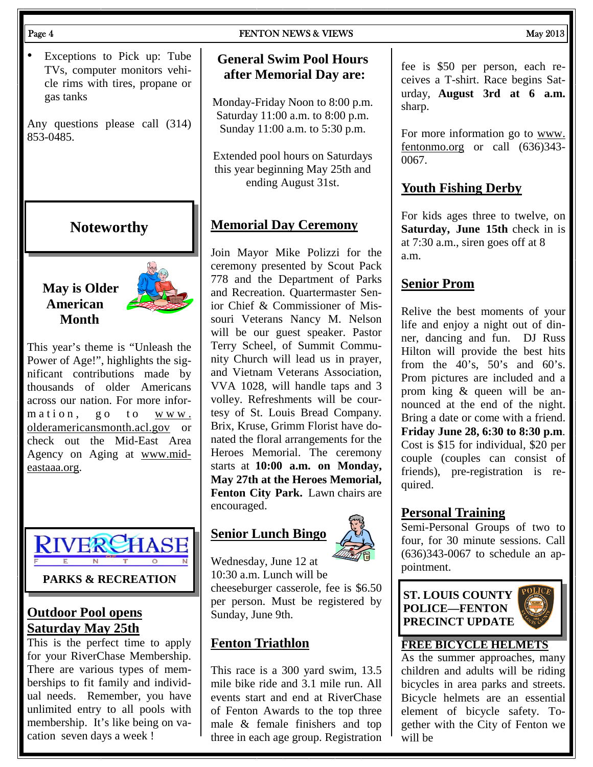- Exceptions to Pick up: Tube TVs, computer monitors vehicle rims with tires, propane or gas tanks

Any questions please call (314) 853-0485.

## Noteworthy

### May is Older American Month

This year's theme is "Unleash the Power of Age!", highlights the significant contributions made by thousands of older Americans across our nation. For more information, go to www.olderamericansmonth.acl.gov or check out the Mid-East Area Agency on Aging at www.mid-eastaaa.org.

RIVERCHASE FENTON

**PARKS & RECREATION**

## Outdoor Pool opens Saturday May 25th

This is the perfect time to apply for your RiverChase Membership. There are various types of memberships to fit family and individual needs. Remember, you have unlimited entry to all pools with membership. It's like being on vacation seven days a week !

## General Swim Pool Hours after Memorial Day are:

Monday-Friday Noon to 8:00 p.m.
Saturday 11:00 a.m. to 8:00 p.m.
Sunday 11:00 a.m. to 5:30 p.m.

Extended pool hours on Saturdays this year beginning May 25th and ending August 31st.

## Memorial Day Ceremony

Join Mayor Mike Polizzi for the ceremony presented by Scout Pack 778 and the Department of Parks and Recreation. Quartermaster Senior Chief & Commissioner of Missouri Veterans Nancy M. Nelson will be our guest speaker. Pastor Terry Scheel, of Summit Community Church will lead us in prayer, and Vietnam Veterans Association, VVA 1028, will handle taps and 3 volley. Refreshments will be courtesy of St. Louis Bread Company. Brix, Kruse, Grimm Florist have donated the floral arrangements for the Heroes Memorial. The ceremony starts at **10:00 a.m. on Monday, May 27th at the Heroes Memorial, Fenton City Park.** Lawn chairs are encouraged.

## Senior Lunch Bingo

Wednesday, June 12 at 10:30 a.m. Lunch will be cheeseburger casserole, fee is $6.50 per person. Must be registered by Sunday, June 9th.

## Fenton Triathlon

This race is a 300 yard swim, 13.5 mile bike ride and 3.1 mile run. All events start and end at RiverChase of Fenton Awards to the top three male & female finishers and top three in each age group. Registration fee is $50 per person, each receives a T-shirt. Race begins Saturday, **August 3rd at 6 a.m.** sharp.

For more information go to www.fentonmo.org or call (636)343-0067.

## Youth Fishing Derby

For kids ages three to twelve, on **Saturday, June 15th** check in is at 7:30 a.m., siren goes off at 8 a.m.

## Senior Prom

Relive the best moments of your life and enjoy a night out of dinner, dancing and fun. DJ Russ Hilton will provide the best hits from the 40's, 50's and 60's. Prom pictures are included and a prom king & queen will be announced at the end of the night. Bring a date or come with a friend. **Friday June 28, 6:30 to 8:30 p.m**. Cost is $15 for individual, $20 per couple (couples can consist of friends), pre-registration is required.

## Personal Training

Semi-Personal Groups of two to four, for 30 minute sessions. Call (636)343-0067 to schedule an appointment.

## ST. LOUIS COUNTY POLICE—FENTON PRECINCT UPDATE

### FREE BICYCLE HELMETS

As the summer approaches, many children and adults will be riding bicycles in area parks and streets. Bicycle helmets are an essential element of bicycle safety. Together with the City of Fenton we will be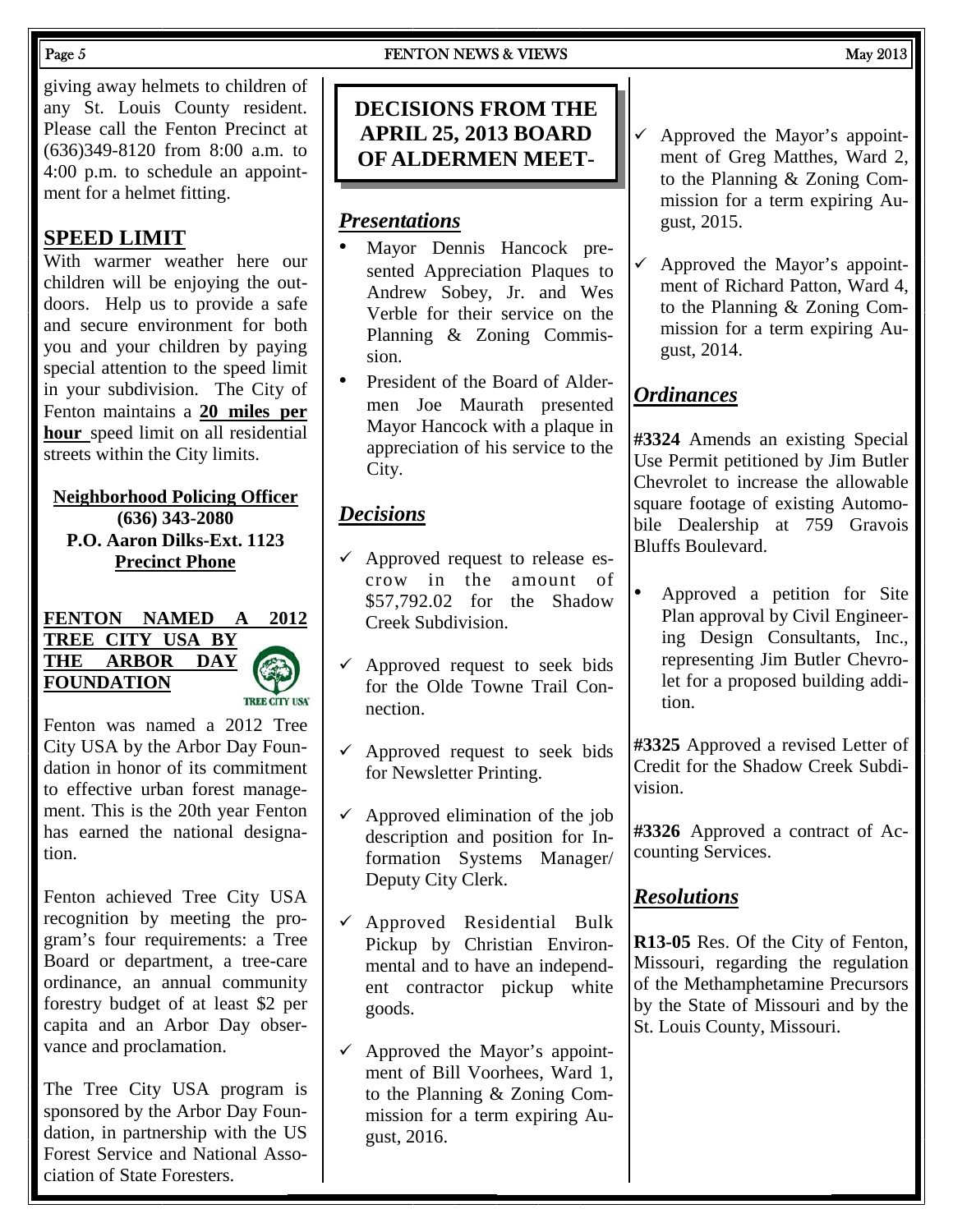giving away helmets to children of any St. Louis County resident. Please call the Fenton Precinct at (636)349-8120 from 8:00 a.m. to 4:00 p.m. to schedule an appointment for a helmet fitting.

## SPEED LIMIT

With warmer weather here our children will be enjoying the outdoors. Help us to provide a safe and secure environment for both you and your children by paying special attention to the speed limit in your subdivision. The City of Fenton maintains a **20 miles per hour** speed limit on all residential streets within the City limits.

**Neighborhood Policing Officer**
**(636) 343-2080**
**P.O. Aaron Dilks-Ext. 1123**
**Precinct Phone**

## FENTON NAMED A 2012 TREE CITY USA BY THE ARBOR DAY FOUNDATION

TREE CITY USA

Fenton was named a 2012 Tree City USA by the Arbor Day Foundation in honor of its commitment to effective urban forest management. This is the 20th year Fenton has earned the national designation.

Fenton achieved Tree City USA recognition by meeting the program's four requirements: a Tree Board or department, a tree-care ordinance, an annual community forestry budget of at least $2 per capita and an Arbor Day observance and proclamation.

The Tree City USA program is sponsored by the Arbor Day Foundation, in partnership with the US Forest Service and National Association of State Foresters.

# DECISIONS FROM THE APRIL 25, 2013 BOARD OF ALDERMEN MEET-

## *Presentations*

- Mayor Dennis Hancock presented Appreciation Plaques to Andrew Sobey, Jr. and Wes Verble for their service on the Planning & Zoning Commission.
- President of the Board of Aldermen Joe Maurath presented Mayor Hancock with a plaque in appreciation of his service to the City.

## *Decisions*

- ✓ Approved request to release escrow in the amount of $57,792.02 for the Shadow Creek Subdivision.
- ✓ Approved request to seek bids for the Olde Towne Trail Connection.
- ✓ Approved request to seek bids for Newsletter Printing.
- ✓ Approved elimination of the job description and position for Information Systems Manager/ Deputy City Clerk.
- ✓ Approved Residential Bulk Pickup by Christian Environmental and to have an independent contractor pickup white goods.
- ✓ Approved the Mayor's appointment of Bill Voorhees, Ward 1, to the Planning & Zoning Commission for a term expiring August, 2016.
- ✓ Approved the Mayor's appointment of Greg Matthes, Ward 2, to the Planning & Zoning Commission for a term expiring August, 2015.
- ✓ Approved the Mayor's appointment of Richard Patton, Ward 4, to the Planning & Zoning Commission for a term expiring August, 2014.

## *Ordinances*

**#3324** Amends an existing Special Use Permit petitioned by Jim Butler Chevrolet to increase the allowable square footage of existing Automobile Dealership at 759 Gravois Bluffs Boulevard.

- Approved a petition for Site Plan approval by Civil Engineering Design Consultants, Inc., representing Jim Butler Chevrolet for a proposed building addition.

**#3325** Approved a revised Letter of Credit for the Shadow Creek Subdivision.

**#3326** Approved a contract of Accounting Services.

## *Resolutions*

**R13-05** Res. Of the City of Fenton, Missouri, regarding the regulation of the Methamphetamine Precursors by the State of Missouri and by the St. Louis County, Missouri.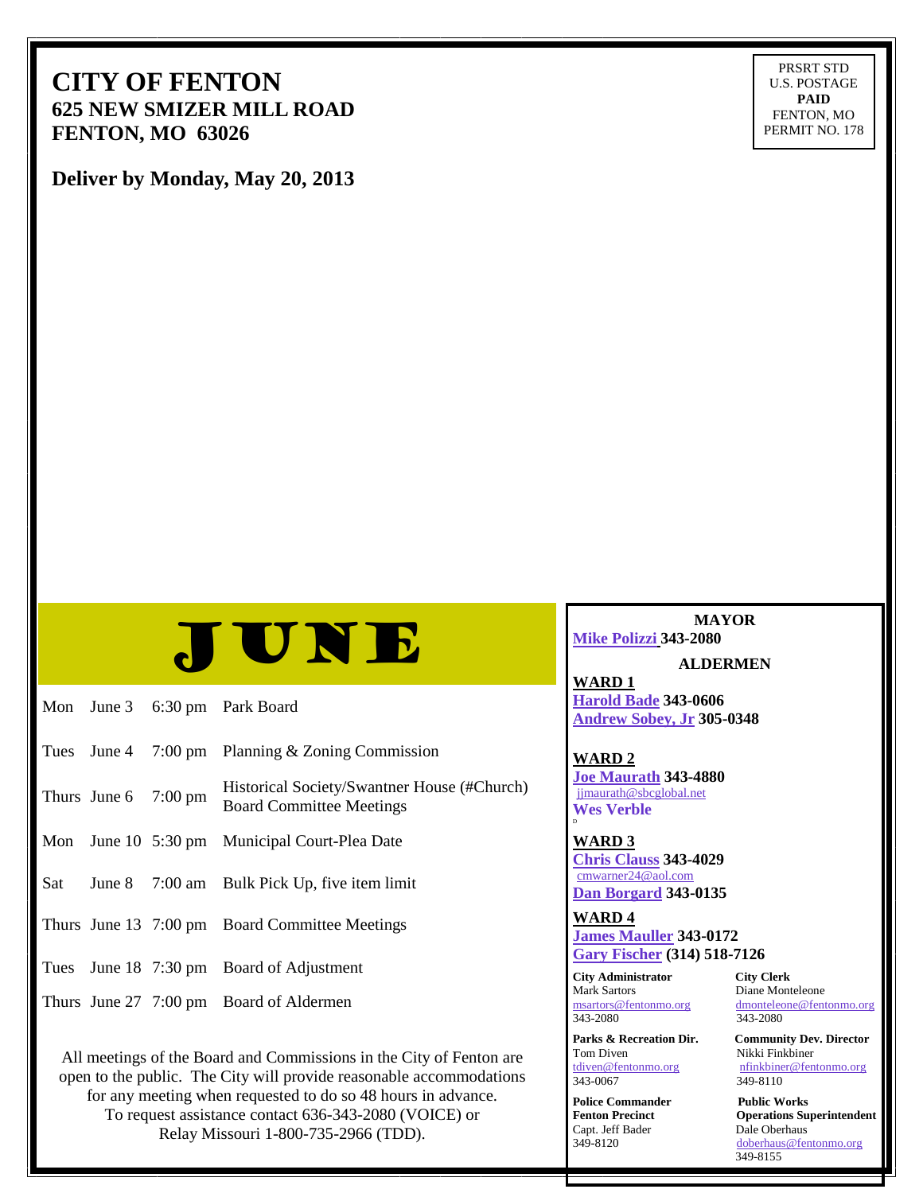**CITY OF FENTON**
**625 NEW SMIZER MILL ROAD**
**FENTON, MO 63026**

PRSRT STD
U.S. POSTAGE
**PAID**
FENTON, MO
PERMIT NO. 178

**Deliver by Monday, May 20, 2013**

# JUNE

| | | | |
|---|---|---|---|
| Mon | June 3 | 6:30 pm | Park Board |
| Tues | June 4 | 7:00 pm | Planning & Zoning Commission |
| Thurs | June 6 | 7:00 pm | Historical Society/Swantner House (#Church) Board Committee Meetings |
| Mon | June 10 | 5:30 pm | Municipal Court-Plea Date |
| Sat | June 8 | 7:00 am | Bulk Pick Up, five item limit |
| Thurs | June 13 | 7:00 pm | Board Committee Meetings |
| Tues | June 18 | 7:30 pm | Board of Adjustment |
| Thurs | June 27 | 7:00 pm | Board of Aldermen |

All meetings of the Board and Commissions in the City of Fenton are open to the public. The City will provide reasonable accommodations for any meeting when requested to do so 48 hours in advance. To request assistance contact 636-343-2080 (VOICE) or Relay Missouri 1-800-735-2966 (TDD).

**MAYOR**

**Mike Polizzi 343-2080**

**ALDERMEN**

**WARD 1**
**Harold Bade 343-0606**
**Andrew Sobey, Jr 305-0348**

**WARD 2**
**Joe Maurath 343-4880**
jjmaurath@sbcglobal.net
**Wes Verble**

**WARD 3**
**Chris Clauss 343-4029**
cmwarner24@aol.com
**Dan Borgard 343-0135**

**WARD 4**
**James Mauller 343-0172**
**Gary Fischer (314) 518-7126**

**City Administrator**
Mark Sartors
msartors@fentonmo.org
343-2080

**City Clerk**
Diane Monteleone
dmonteleone@fentonmo.org
343-2080

**Parks & Recreation Dir.**
Tom Diven
tdiven@fentonmo.org
343-0067

**Community Dev. Director**
Nikki Finkbiner
nfinkbiner@fentonmo.org
349-8110

**Police Commander**
**Fenton Precinct**
Capt. Jeff Bader
349-8120

**Public Works**
**Operations Superintendent**
Dale Oberhaus
doberhaus@fentonmo.org
349-8155